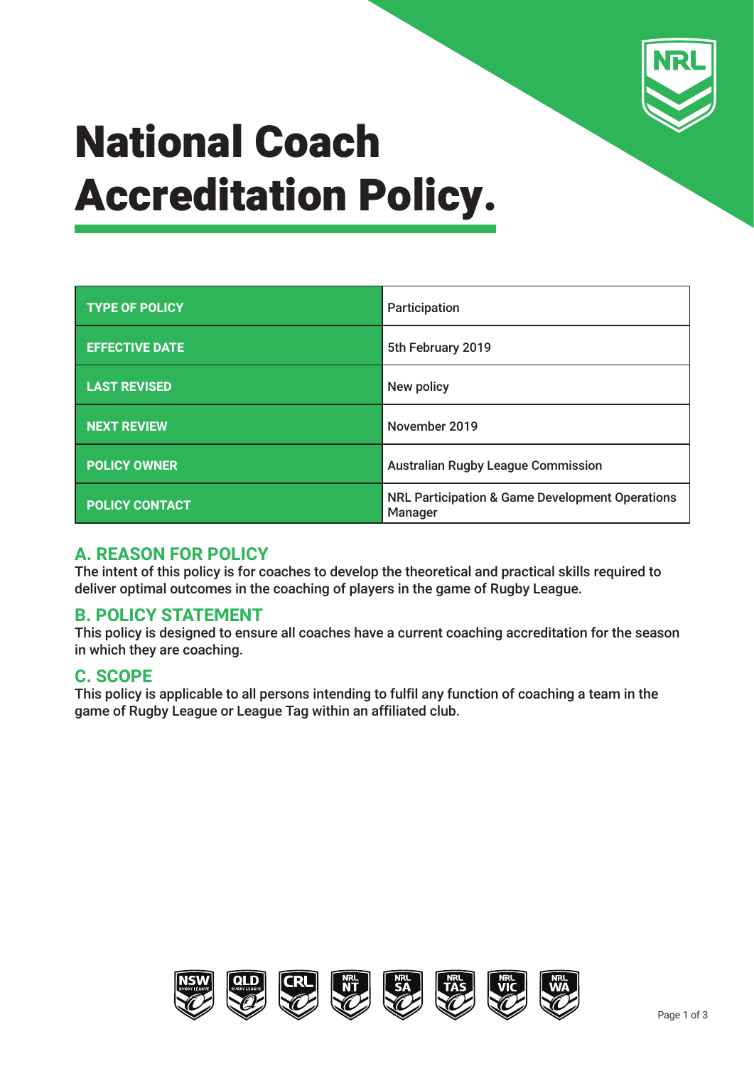# National Coach Accreditation Policy.

| TYPE OF POLICY | Participation |
|---|---|
| EFFECTIVE DATE | 5th February 2019 |
| LAST REVISED | New policy |
| NEXT REVIEW | November 2019 |
| POLICY OWNER | Australian Rugby League Commission |
| POLICY CONTACT | NRL Participation & Game Development Operations Manager |

## A. REASON FOR POLICY

The intent of this policy is for coaches to develop the theoretical and practical skills required to deliver optimal outcomes in the coaching of players in the game of Rugby League.

## B. POLICY STATEMENT

This policy is designed to ensure all coaches have a current coaching accreditation for the season in which they are coaching.

## C. SCOPE

This policy is applicable to all persons intending to fulfil any function of coaching a team in the game of Rugby League or League Tag within an affiliated club.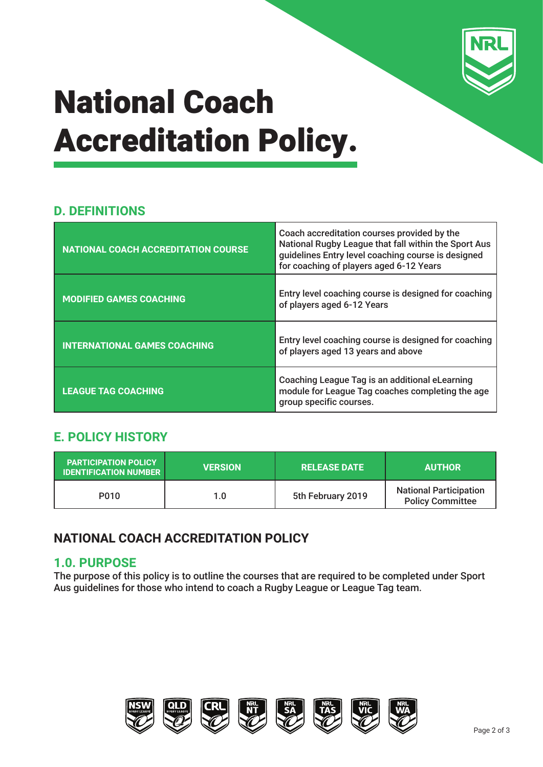# National Coach Accreditation Policy.

## D. DEFINITIONS

| | |
|---|---|
| **NATIONAL COACH ACCREDITATION COURSE** | Coach accreditation courses provided by the National Rugby League that fall within the Sport Aus guidelines Entry level coaching course is designed for coaching of players aged 6-12 Years |
| **MODIFIED GAMES COACHING** | Entry level coaching course is designed for coaching of players aged 6-12 Years |
| **INTERNATIONAL GAMES COACHING** | Entry level coaching course is designed for coaching of players aged 13 years and above |
| **LEAGUE TAG COACHING** | Coaching League Tag is an additional eLearning module for League Tag coaches completing the age group specific courses. |

## E. POLICY HISTORY

| PARTICIPATION POLICY IDENTIFICATION NUMBER | VERSION | RELEASE DATE | AUTHOR |
|---|---|---|---|
| P010 | 1.0 | 5th February 2019 | National Participation Policy Committee |

## NATIONAL COACH ACCREDITATION POLICY

### 1.0. PURPOSE

The purpose of this policy is to outline the courses that are required to be completed under Sport Aus guidelines for those who intend to coach a Rugby League or League Tag team.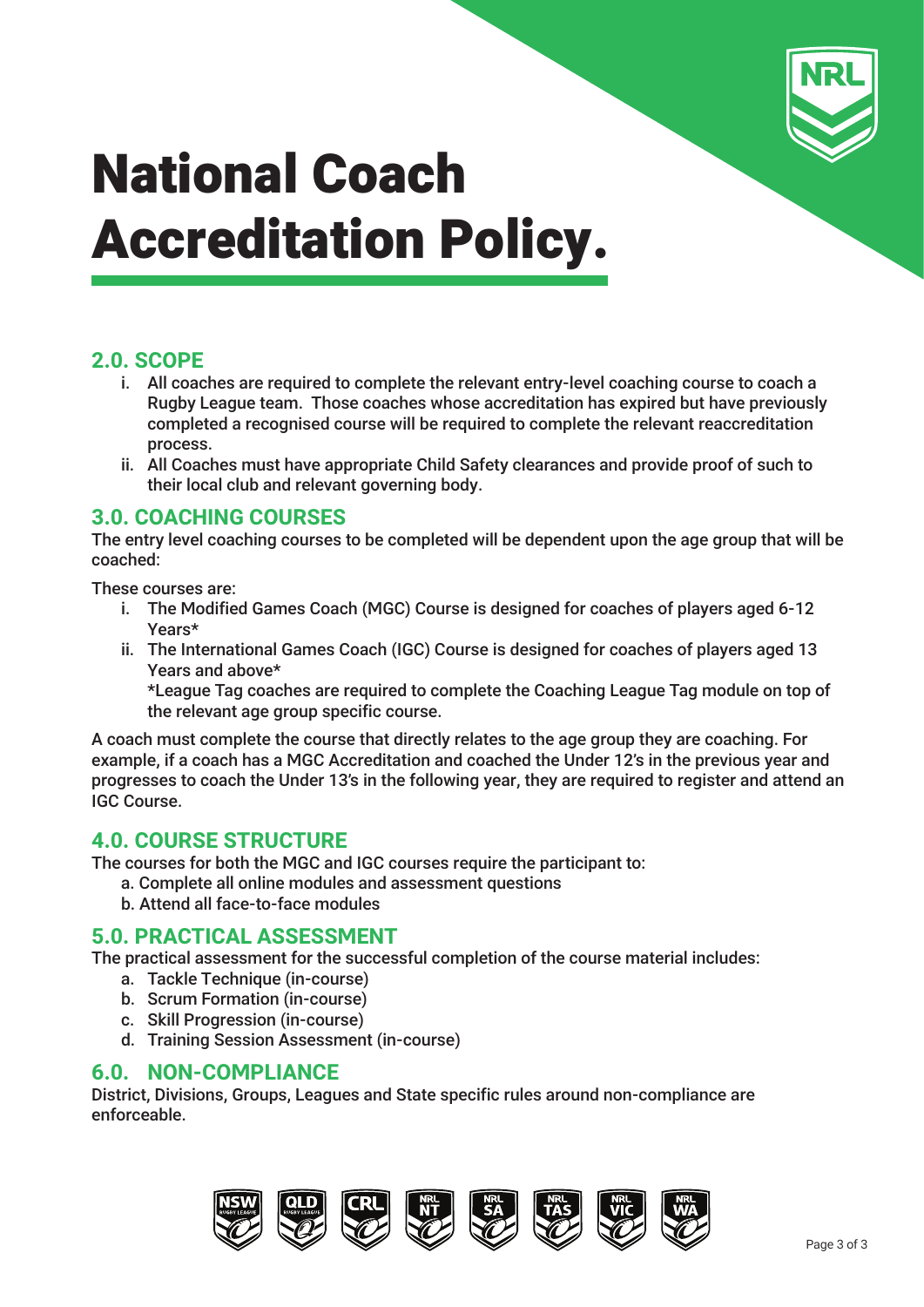# National Coach Accreditation Policy.

## 2.0. SCOPE

i. All coaches are required to complete the relevant entry-level coaching course to coach a Rugby League team. Those coaches whose accreditation has expired but have previously completed a recognised course will be required to complete the relevant reaccreditation process.

ii. All Coaches must have appropriate Child Safety clearances and provide proof of such to their local club and relevant governing body.

## 3.0. COACHING COURSES

The entry level coaching courses to be completed will be dependent upon the age group that will be coached:

These courses are:

i. The Modified Games Coach (MGC) Course is designed for coaches of players aged 6-12 Years*

ii. The International Games Coach (IGC) Course is designed for coaches of players aged 13 Years and above*

*League Tag coaches are required to complete the Coaching League Tag module on top of the relevant age group specific course.

A coach must complete the course that directly relates to the age group they are coaching. For example, if a coach has a MGC Accreditation and coached the Under 12's in the previous year and progresses to coach the Under 13's in the following year, they are required to register and attend an IGC Course.

## 4.0. COURSE STRUCTURE

The courses for both the MGC and IGC courses require the participant to:

a. Complete all online modules and assessment questions

b. Attend all face-to-face modules

## 5.0. PRACTICAL ASSESSMENT

The practical assessment for the successful completion of the course material includes:

a. Tackle Technique (in-course)

b. Scrum Formation (in-course)

c. Skill Progression (in-course)

d. Training Session Assessment (in-course)

## 6.0. NON-COMPLIANCE

District, Divisions, Groups, Leagues and State specific rules around non-compliance are enforceable.